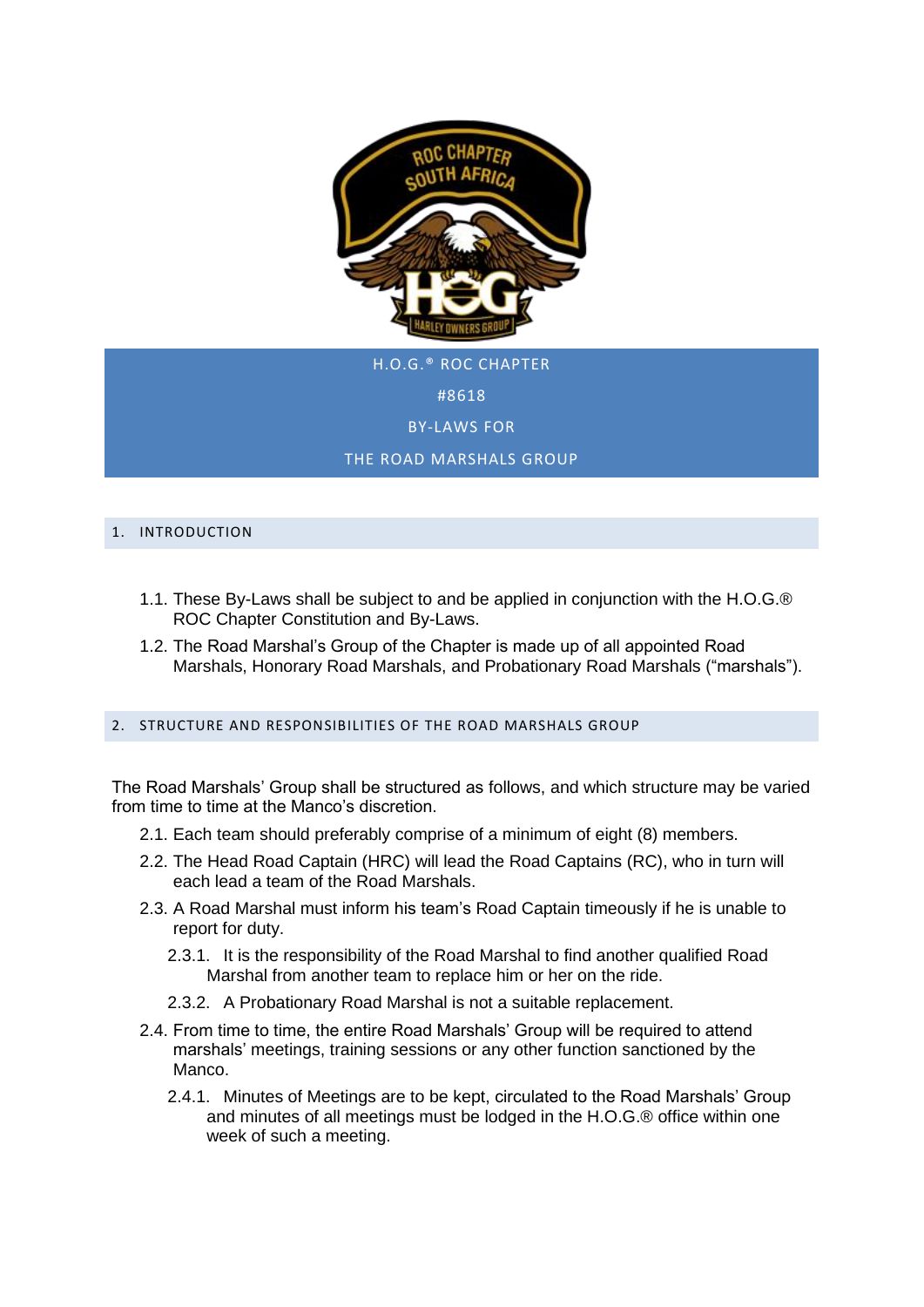# H.O.G.® ROC CHAPTER

# #8618

# BY-LAWS FOR

# THE ROAD MARSHALS GROUP

## 1. INTRODUCTION

1.1. These By-Laws shall be subject to and be applied in conjunction with the H.O.G.® ROC Chapter Constitution and By-Laws.

1.2. The Road Marshal's Group of the Chapter is made up of all appointed Road Marshals, Honorary Road Marshals, and Probationary Road Marshals ("marshals").

## 2. STRUCTURE AND RESPONSIBILITIES OF THE ROAD MARSHALS GROUP

The Road Marshals' Group shall be structured as follows, and which structure may be varied from time to time at the Manco's discretion.

2.1. Each team should preferably comprise of a minimum of eight (8) members.

2.2. The Head Road Captain (HRC) will lead the Road Captains (RC), who in turn will each lead a team of the Road Marshals.

2.3. A Road Marshal must inform his team's Road Captain timeously if he is unable to report for duty.

2.3.1. It is the responsibility of the Road Marshal to find another qualified Road Marshal from another team to replace him or her on the ride.

2.3.2. A Probationary Road Marshal is not a suitable replacement.

2.4. From time to time, the entire Road Marshals' Group will be required to attend marshals' meetings, training sessions or any other function sanctioned by the Manco.

2.4.1. Minutes of Meetings are to be kept, circulated to the Road Marshals' Group and minutes of all meetings must be lodged in the H.O.G.® office within one week of such a meeting.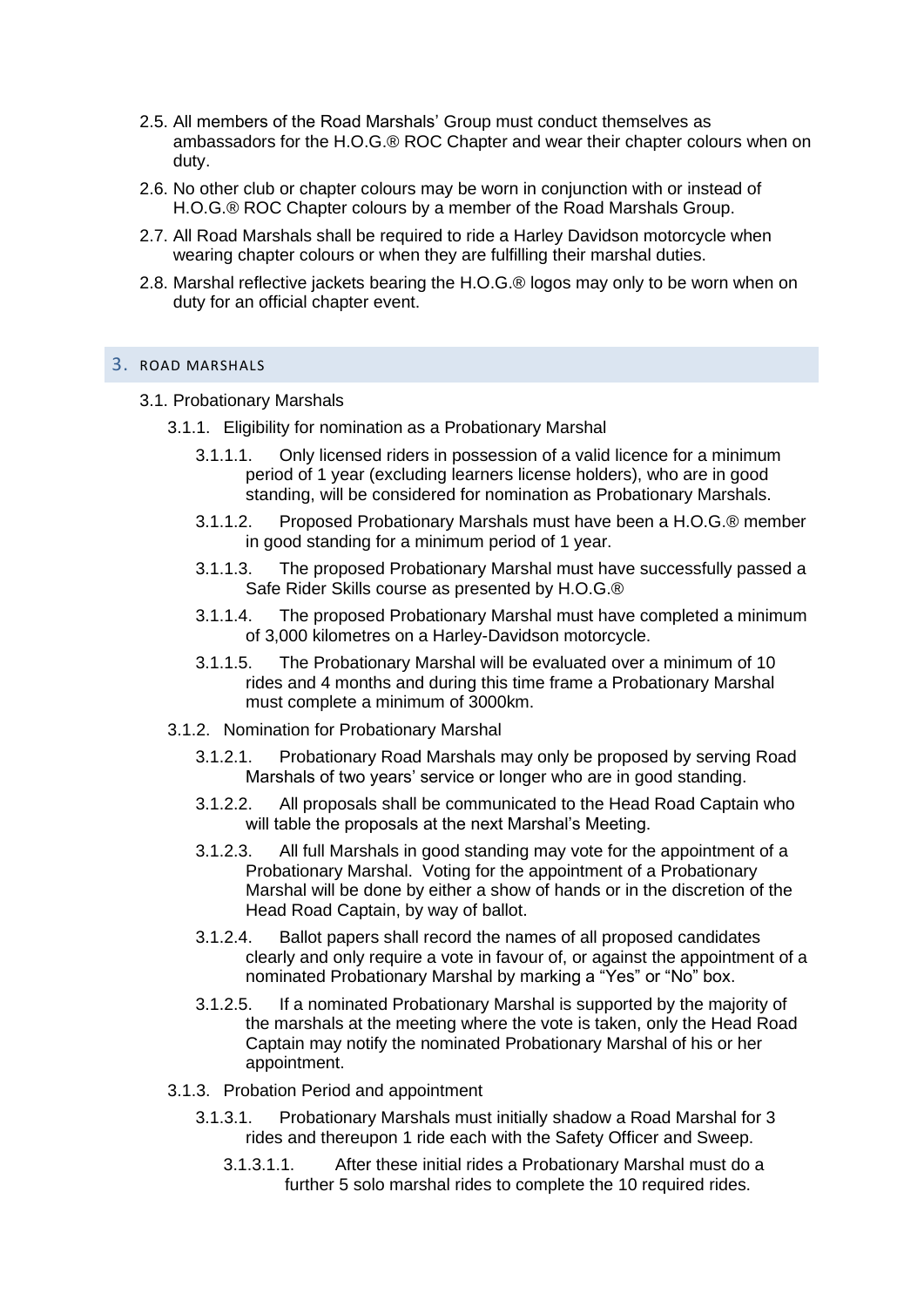2.5. All members of the Road Marshals' Group must conduct themselves as ambassadors for the H.O.G.® ROC Chapter and wear their chapter colours when on duty.

2.6. No other club or chapter colours may be worn in conjunction with or instead of H.O.G.® ROC Chapter colours by a member of the Road Marshals Group.

2.7. All Road Marshals shall be required to ride a Harley Davidson motorcycle when wearing chapter colours or when they are fulfilling their marshal duties.

2.8. Marshal reflective jackets bearing the H.O.G.® logos may only to be worn when on duty for an official chapter event.

## 3. ROAD MARSHALS

3.1. Probationary Marshals

3.1.1. Eligibility for nomination as a Probationary Marshal

3.1.1.1. Only licensed riders in possession of a valid licence for a minimum period of 1 year (excluding learners license holders), who are in good standing, will be considered for nomination as Probationary Marshals.

3.1.1.2. Proposed Probationary Marshals must have been a H.O.G.® member in good standing for a minimum period of 1 year.

3.1.1.3. The proposed Probationary Marshal must have successfully passed a Safe Rider Skills course as presented by H.O.G.®

3.1.1.4. The proposed Probationary Marshal must have completed a minimum of 3,000 kilometres on a Harley-Davidson motorcycle.

3.1.1.5. The Probationary Marshal will be evaluated over a minimum of 10 rides and 4 months and during this time frame a Probationary Marshal must complete a minimum of 3000km.

3.1.2. Nomination for Probationary Marshal

3.1.2.1. Probationary Road Marshals may only be proposed by serving Road Marshals of two years' service or longer who are in good standing.

3.1.2.2. All proposals shall be communicated to the Head Road Captain who will table the proposals at the next Marshal's Meeting.

3.1.2.3. All full Marshals in good standing may vote for the appointment of a Probationary Marshal. Voting for the appointment of a Probationary Marshal will be done by either a show of hands or in the discretion of the Head Road Captain, by way of ballot.

3.1.2.4. Ballot papers shall record the names of all proposed candidates clearly and only require a vote in favour of, or against the appointment of a nominated Probationary Marshal by marking a "Yes" or "No" box.

3.1.2.5. If a nominated Probationary Marshal is supported by the majority of the marshals at the meeting where the vote is taken, only the Head Road Captain may notify the nominated Probationary Marshal of his or her appointment.

3.1.3. Probation Period and appointment

3.1.3.1. Probationary Marshals must initially shadow a Road Marshal for 3 rides and thereupon 1 ride each with the Safety Officer and Sweep.

3.1.3.1.1. After these initial rides a Probationary Marshal must do a further 5 solo marshal rides to complete the 10 required rides.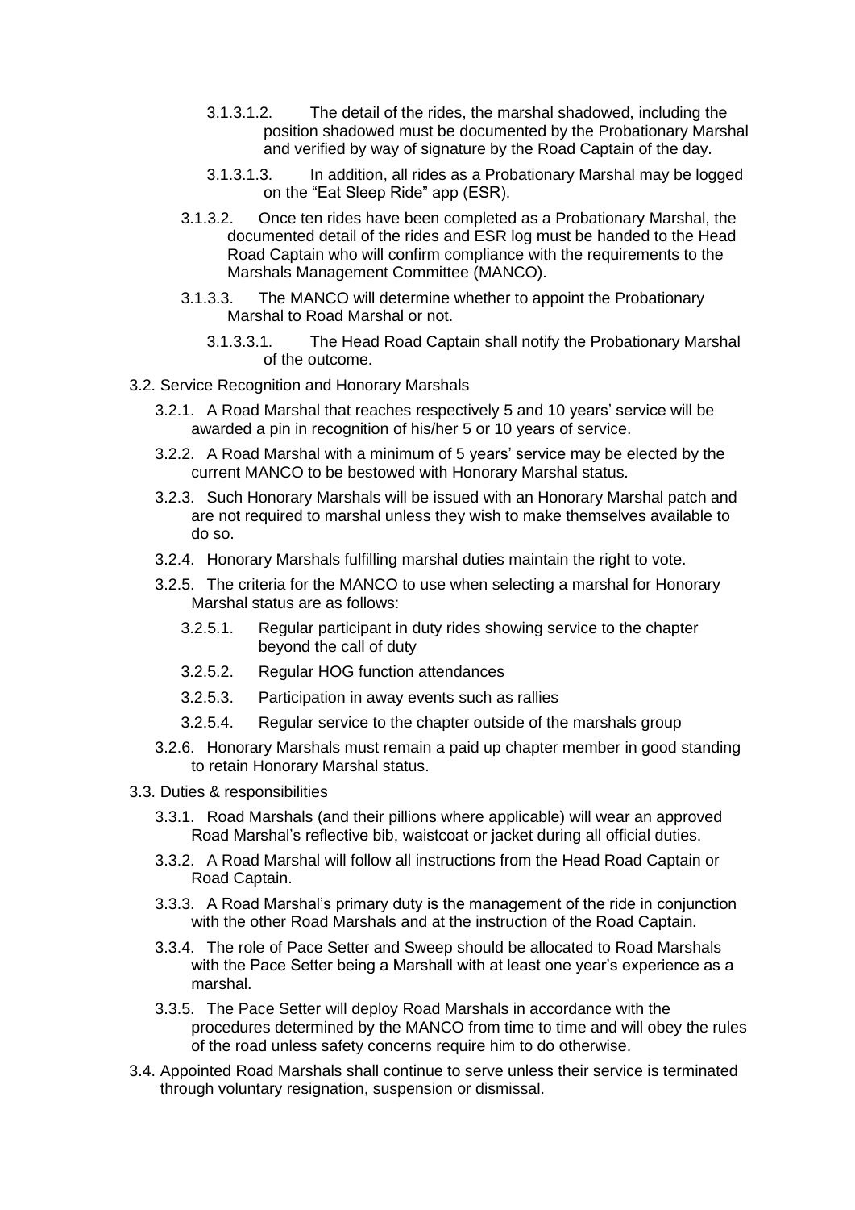3.1.3.1.2. The detail of the rides, the marshal shadowed, including the position shadowed must be documented by the Probationary Marshal and verified by way of signature by the Road Captain of the day.

3.1.3.1.3. In addition, all rides as a Probationary Marshal may be logged on the "Eat Sleep Ride" app (ESR).

3.1.3.2. Once ten rides have been completed as a Probationary Marshal, the documented detail of the rides and ESR log must be handed to the Head Road Captain who will confirm compliance with the requirements to the Marshals Management Committee (MANCO).

3.1.3.3. The MANCO will determine whether to appoint the Probationary Marshal to Road Marshal or not.

3.1.3.3.1. The Head Road Captain shall notify the Probationary Marshal of the outcome.

3.2. Service Recognition and Honorary Marshals

3.2.1. A Road Marshal that reaches respectively 5 and 10 years' service will be awarded a pin in recognition of his/her 5 or 10 years of service.

3.2.2. A Road Marshal with a minimum of 5 years' service may be elected by the current MANCO to be bestowed with Honorary Marshal status.

3.2.3. Such Honorary Marshals will be issued with an Honorary Marshal patch and are not required to marshal unless they wish to make themselves available to do so.

3.2.4. Honorary Marshals fulfilling marshal duties maintain the right to vote.

3.2.5. The criteria for the MANCO to use when selecting a marshal for Honorary Marshal status are as follows:

3.2.5.1. Regular participant in duty rides showing service to the chapter beyond the call of duty

3.2.5.2. Regular HOG function attendances

3.2.5.3. Participation in away events such as rallies

3.2.5.4. Regular service to the chapter outside of the marshals group

3.2.6. Honorary Marshals must remain a paid up chapter member in good standing to retain Honorary Marshal status.

3.3. Duties & responsibilities

3.3.1. Road Marshals (and their pillions where applicable) will wear an approved Road Marshal's reflective bib, waistcoat or jacket during all official duties.

3.3.2. A Road Marshal will follow all instructions from the Head Road Captain or Road Captain.

3.3.3. A Road Marshal's primary duty is the management of the ride in conjunction with the other Road Marshals and at the instruction of the Road Captain.

3.3.4. The role of Pace Setter and Sweep should be allocated to Road Marshals with the Pace Setter being a Marshall with at least one year's experience as a marshal.

3.3.5. The Pace Setter will deploy Road Marshals in accordance with the procedures determined by the MANCO from time to time and will obey the rules of the road unless safety concerns require him to do otherwise.

3.4. Appointed Road Marshals shall continue to serve unless their service is terminated through voluntary resignation, suspension or dismissal.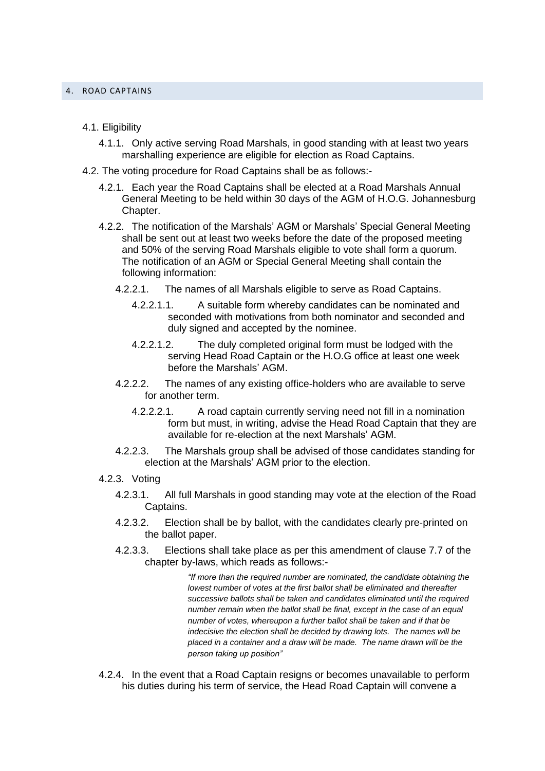## 4. ROAD CAPTAINS

4.1. Eligibility

4.1.1. Only active serving Road Marshals, in good standing with at least two years marshalling experience are eligible for election as Road Captains.

4.2. The voting procedure for Road Captains shall be as follows:-

4.2.1. Each year the Road Captains shall be elected at a Road Marshals Annual General Meeting to be held within 30 days of the AGM of H.O.G. Johannesburg Chapter.

4.2.2. The notification of the Marshals' AGM or Marshals' Special General Meeting shall be sent out at least two weeks before the date of the proposed meeting and 50% of the serving Road Marshals eligible to vote shall form a quorum. The notification of an AGM or Special General Meeting shall contain the following information:

4.2.2.1. The names of all Marshals eligible to serve as Road Captains.

4.2.2.1.1. A suitable form whereby candidates can be nominated and seconded with motivations from both nominator and seconded and duly signed and accepted by the nominee.

4.2.2.1.2. The duly completed original form must be lodged with the serving Head Road Captain or the H.O.G office at least one week before the Marshals' AGM.

4.2.2.2. The names of any existing office-holders who are available to serve for another term.

4.2.2.2.1. A road captain currently serving need not fill in a nomination form but must, in writing, advise the Head Road Captain that they are available for re-election at the next Marshals' AGM.

4.2.2.3. The Marshals group shall be advised of those candidates standing for election at the Marshals' AGM prior to the election.

4.2.3. Voting

4.2.3.1. All full Marshals in good standing may vote at the election of the Road Captains.

4.2.3.2. Election shall be by ballot, with the candidates clearly pre-printed on the ballot paper.

4.2.3.3. Elections shall take place as per this amendment of clause 7.7 of the chapter by-laws, which reads as follows:-

> *"If more than the required number are nominated, the candidate obtaining the lowest number of votes at the first ballot shall be eliminated and thereafter successive ballots shall be taken and candidates eliminated until the required number remain when the ballot shall be final, except in the case of an equal number of votes, whereupon a further ballot shall be taken and if that be indecisive the election shall be decided by drawing lots. The names will be placed in a container and a draw will be made. The name drawn will be the person taking up position"*

4.2.4. In the event that a Road Captain resigns or becomes unavailable to perform his duties during his term of service, the Head Road Captain will convene a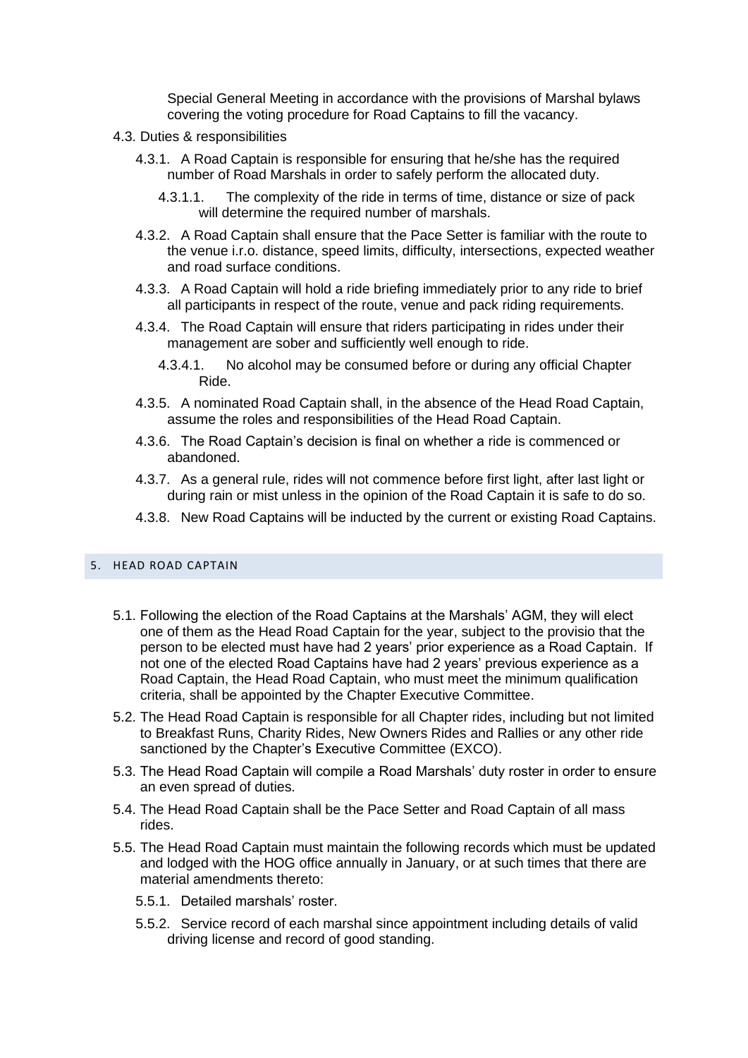Special General Meeting in accordance with the provisions of Marshal bylaws covering the voting procedure for Road Captains to fill the vacancy.

4.3. Duties & responsibilities

4.3.1. A Road Captain is responsible for ensuring that he/she has the required number of Road Marshals in order to safely perform the allocated duty.

4.3.1.1. The complexity of the ride in terms of time, distance or size of pack will determine the required number of marshals.

4.3.2. A Road Captain shall ensure that the Pace Setter is familiar with the route to the venue i.r.o. distance, speed limits, difficulty, intersections, expected weather and road surface conditions.

4.3.3. A Road Captain will hold a ride briefing immediately prior to any ride to brief all participants in respect of the route, venue and pack riding requirements.

4.3.4. The Road Captain will ensure that riders participating in rides under their management are sober and sufficiently well enough to ride.

4.3.4.1. No alcohol may be consumed before or during any official Chapter Ride.

4.3.5. A nominated Road Captain shall, in the absence of the Head Road Captain, assume the roles and responsibilities of the Head Road Captain.

4.3.6. The Road Captain's decision is final on whether a ride is commenced or abandoned.

4.3.7. As a general rule, rides will not commence before first light, after last light or during rain or mist unless in the opinion of the Road Captain it is safe to do so.

4.3.8. New Road Captains will be inducted by the current or existing Road Captains.

## 5. HEAD ROAD CAPTAIN

5.1. Following the election of the Road Captains at the Marshals' AGM, they will elect one of them as the Head Road Captain for the year, subject to the provisio that the person to be elected must have had 2 years' prior experience as a Road Captain. If not one of the elected Road Captains have had 2 years' previous experience as a Road Captain, the Head Road Captain, who must meet the minimum qualification criteria, shall be appointed by the Chapter Executive Committee.

5.2. The Head Road Captain is responsible for all Chapter rides, including but not limited to Breakfast Runs, Charity Rides, New Owners Rides and Rallies or any other ride sanctioned by the Chapter's Executive Committee (EXCO).

5.3. The Head Road Captain will compile a Road Marshals' duty roster in order to ensure an even spread of duties.

5.4. The Head Road Captain shall be the Pace Setter and Road Captain of all mass rides.

5.5. The Head Road Captain must maintain the following records which must be updated and lodged with the HOG office annually in January, or at such times that there are material amendments thereto:

5.5.1. Detailed marshals' roster.

5.5.2. Service record of each marshal since appointment including details of valid driving license and record of good standing.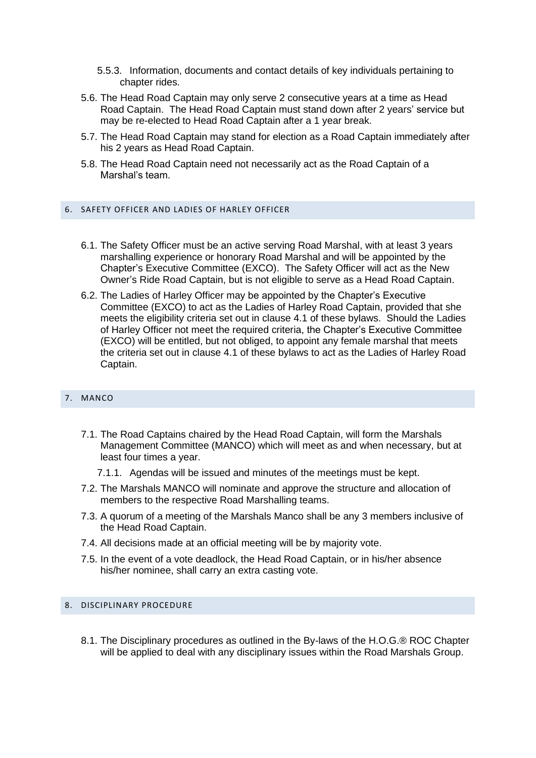5.5.3. Information, documents and contact details of key individuals pertaining to chapter rides.

5.6. The Head Road Captain may only serve 2 consecutive years at a time as Head Road Captain. The Head Road Captain must stand down after 2 years' service but may be re-elected to Head Road Captain after a 1 year break.

5.7. The Head Road Captain may stand for election as a Road Captain immediately after his 2 years as Head Road Captain.

5.8. The Head Road Captain need not necessarily act as the Road Captain of a Marshal's team.

## 6. SAFETY OFFICER AND LADIES OF HARLEY OFFICER

6.1. The Safety Officer must be an active serving Road Marshal, with at least 3 years marshalling experience or honorary Road Marshal and will be appointed by the Chapter's Executive Committee (EXCO). The Safety Officer will act as the New Owner's Ride Road Captain, but is not eligible to serve as a Head Road Captain.

6.2. The Ladies of Harley Officer may be appointed by the Chapter's Executive Committee (EXCO) to act as the Ladies of Harley Road Captain, provided that she meets the eligibility criteria set out in clause 4.1 of these bylaws. Should the Ladies of Harley Officer not meet the required criteria, the Chapter's Executive Committee (EXCO) will be entitled, but not obliged, to appoint any female marshal that meets the criteria set out in clause 4.1 of these bylaws to act as the Ladies of Harley Road Captain.

## 7. MANCO

7.1. The Road Captains chaired by the Head Road Captain, will form the Marshals Management Committee (MANCO) which will meet as and when necessary, but at least four times a year.

7.1.1. Agendas will be issued and minutes of the meetings must be kept.

7.2. The Marshals MANCO will nominate and approve the structure and allocation of members to the respective Road Marshalling teams.

7.3. A quorum of a meeting of the Marshals Manco shall be any 3 members inclusive of the Head Road Captain.

7.4. All decisions made at an official meeting will be by majority vote.

7.5. In the event of a vote deadlock, the Head Road Captain, or in his/her absence his/her nominee, shall carry an extra casting vote.

## 8. DISCIPLINARY PROCEDURE

8.1. The Disciplinary procedures as outlined in the By-laws of the H.O.G.® ROC Chapter will be applied to deal with any disciplinary issues within the Road Marshals Group.